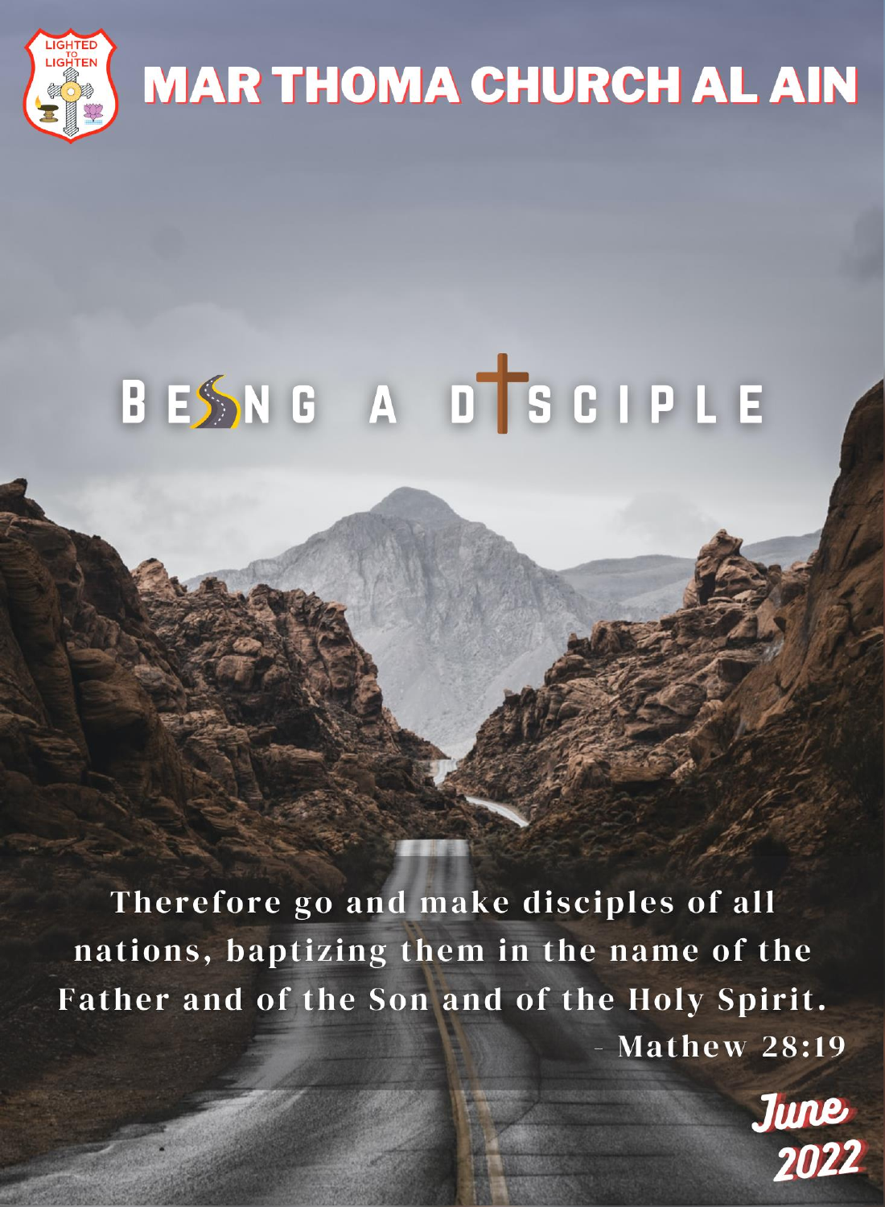# MAR THOMA CHURCH AL AIN

LIGHTED TO LIGHTEN

# BEING A DISCIPLE

**Therefore go and make disciples of all nations, baptizing them in the name of the Father and of the Son and of the Holy Spirit.**
**- Mathew 28:19**

**June 2022**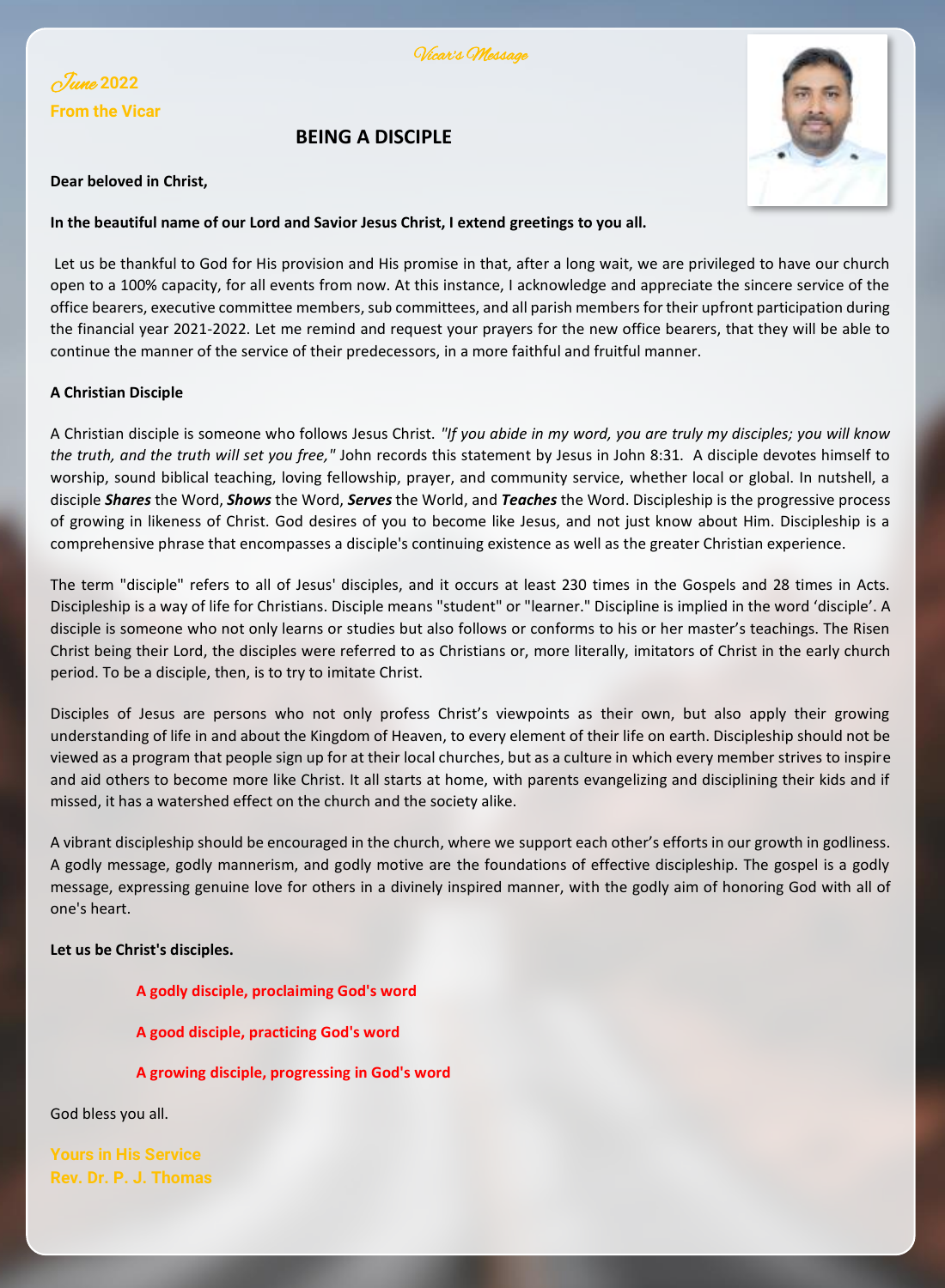Vicar's Message

**June 2022**

**From the Vicar**

## BEING A DISCIPLE

**Dear beloved in Christ,**

**In the beautiful name of our Lord and Savior Jesus Christ, I extend greetings to you all.**

Let us be thankful to God for His provision and His promise in that, after a long wait, we are privileged to have our church open to a 100% capacity, for all events from now. At this instance, I acknowledge and appreciate the sincere service of the office bearers, executive committee members, sub committees, and all parish members for their upfront participation during the financial year 2021-2022. Let me remind and request your prayers for the new office bearers, that they will be able to continue the manner of the service of their predecessors, in a more faithful and fruitful manner.

**A Christian Disciple**

A Christian disciple is someone who follows Jesus Christ. *"If you abide in my word, you are truly my disciples; you will know the truth, and the truth will set you free,"* John records this statement by Jesus in John 8:31. A disciple devotes himself to worship, sound biblical teaching, loving fellowship, prayer, and community service, whether local or global. In nutshell, a disciple ***Shares*** the Word, ***Shows*** the Word, ***Serves*** the World, and ***Teaches*** the Word. Discipleship is the progressive process of growing in likeness of Christ. God desires of you to become like Jesus, and not just know about Him. Discipleship is a comprehensive phrase that encompasses a disciple's continuing existence as well as the greater Christian experience.

The term "disciple" refers to all of Jesus' disciples, and it occurs at least 230 times in the Gospels and 28 times in Acts. Discipleship is a way of life for Christians. Disciple means "student" or "learner." Discipline is implied in the word 'disciple'. A disciple is someone who not only learns or studies but also follows or conforms to his or her master's teachings. The Risen Christ being their Lord, the disciples were referred to as Christians or, more literally, imitators of Christ in the early church period. To be a disciple, then, is to try to imitate Christ.

Disciples of Jesus are persons who not only profess Christ's viewpoints as their own, but also apply their growing understanding of life in and about the Kingdom of Heaven, to every element of their life on earth. Discipleship should not be viewed as a program that people sign up for at their local churches, but as a culture in which every member strives to inspire and aid others to become more like Christ. It all starts at home, with parents evangelizing and disciplining their kids and if missed, it has a watershed effect on the church and the society alike.

A vibrant discipleship should be encouraged in the church, where we support each other's efforts in our growth in godliness. A godly message, godly mannerism, and godly motive are the foundations of effective discipleship. The gospel is a godly message, expressing genuine love for others in a divinely inspired manner, with the godly aim of honoring God with all of one's heart.

**Let us be Christ's disciples.**

**A godly disciple, proclaiming God's word**

**A good disciple, practicing God's word**

**A growing disciple, progressing in God's word**

God bless you all.

**Yours in His Service**
**Rev. Dr. P. J. Thomas**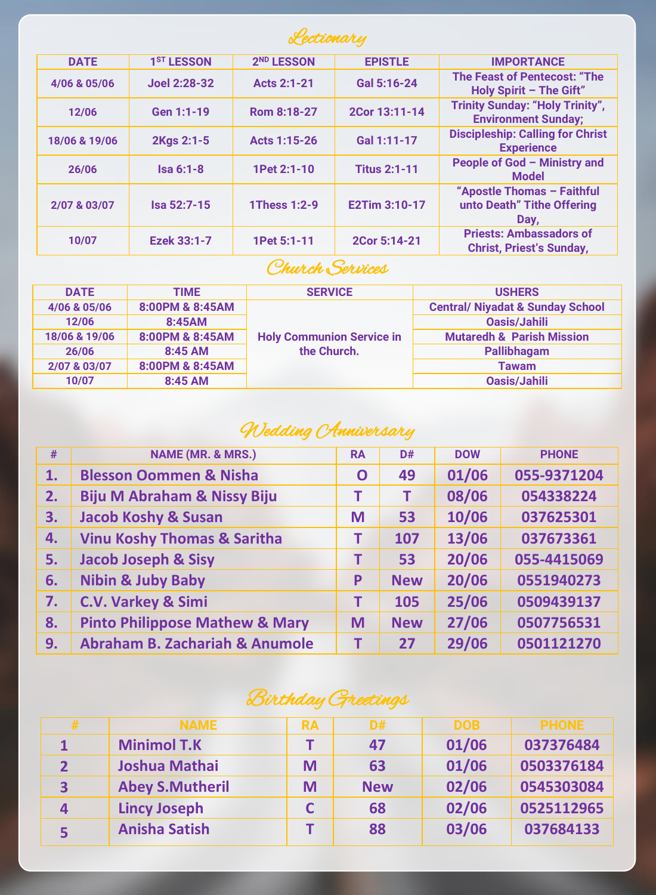## Lectionary

| DATE | 1[ST] LESSON | 2[ND] LESSON | EPISTLE | IMPORTANCE |
|---|---|---|---|---|
| 4/06 & 05/06 | Joel 2:28-32 | Acts 2:1-21 | Gal 5:16-24 | The Feast of Pentecost: "The Holy Spirit – The Gift" |
| 12/06 | Gen 1:1-19 | Rom 8:18-27 | 2Cor 13:11-14 | Trinity Sunday: "Holy Trinity", Environment Sunday; |
| 18/06 & 19/06 | 2Kgs 2:1-5 | Acts 1:15-26 | Gal 1:11-17 | Discipleship: Calling for Christ Experience |
| 26/06 | Isa 6:1-8 | 1Pet 2:1-10 | Titus 2:1-11 | People of God – Ministry and Model |
| 2/07 & 03/07 | Isa 52:7-15 | 1Thess 1:2-9 | E2Tim 3:10-17 | "Apostle Thomas – Faithful unto Death" Tithe Offering Day, |
| 10/07 | Ezek 33:1-7 | 1Pet 5:1-11 | 2Cor 5:14-21 | Priests: Ambassadors of Christ, Priest's Sunday, |

## Church Services

| DATE | TIME | SERVICE | USHERS |
|---|---|---|---|
| 4/06 & 05/06 | 8:00PM & 8:45AM | Holy Communion Service in the Church. | Central/ Niyadat & Sunday School |
| 12/06 | 8:45AM | | Oasis/Jahili |
| 18/06 & 19/06 | 8:00PM & 8:45AM | | Mutaredh & Parish Mission |
| 26/06 | 8:45 AM | | Pallibhagam |
| 2/07 & 03/07 | 8:00PM & 8:45AM | | Tawam |
| 10/07 | 8:45 AM | | Oasis/Jahili |

## Wedding Anniversary

| # | NAME (MR. & MRS.) | RA | D# | DOW | PHONE |
|---|---|---|---|---|---|
| 1. | Blesson Oommen & Nisha | O | 49 | 01/06 | 055-9371204 |
| 2. | Biju M Abraham & Nissy Biju | T | T | 08/06 | 054338224 |
| 3. | Jacob Koshy & Susan | M | 53 | 10/06 | 037625301 |
| 4. | Vinu Koshy Thomas & Saritha | T | 107 | 13/06 | 037673361 |
| 5. | Jacob Joseph & Sisy | T | 53 | 20/06 | 055-4415069 |
| 6. | Nibin & Juby Baby | P | New | 20/06 | 0551940273 |
| 7. | C.V. Varkey & Simi | T | 105 | 25/06 | 0509439137 |
| 8. | Pinto Philippose Mathew & Mary | M | New | 27/06 | 0507756531 |
| 9. | Abraham B. Zachariah & Anumole | T | 27 | 29/06 | 0501121270 |

## Birthday Greetings

| # | NAME | RA | D# | DOB | PHONE |
|---|---|---|---|---|---|
| 1 | Minimol T.K | T | 47 | 01/06 | 037376484 |
| 2 | Joshua Mathai | M | 63 | 01/06 | 0503376184 |
| 3 | Abey S.Mutheril | M | New | 02/06 | 0545303084 |
| 4 | Lincy Joseph | C | 68 | 02/06 | 0525112965 |
| 5 | Anisha Satish | T | 88 | 03/06 | 037684133 |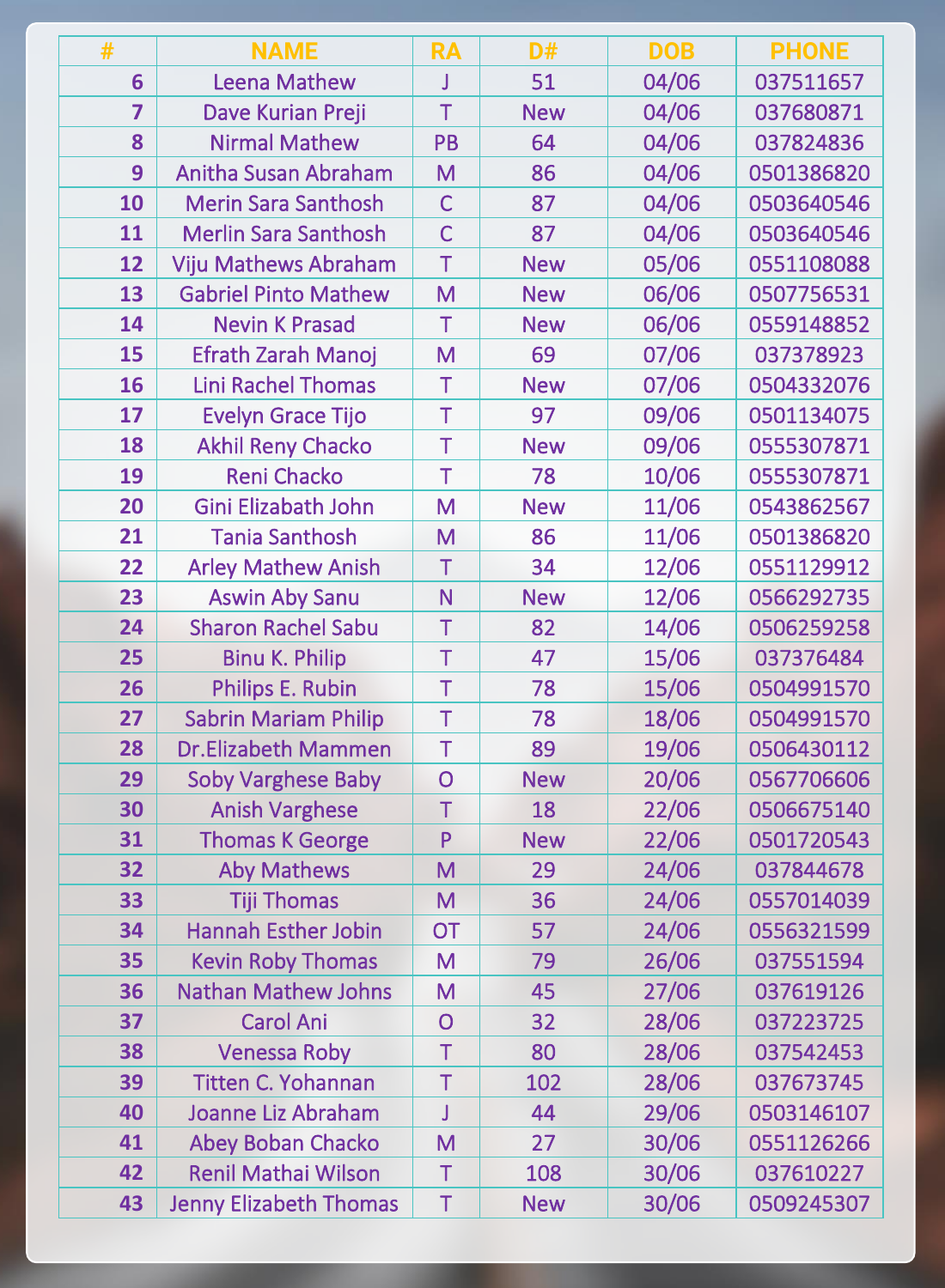| # | NAME | RA | D# | DOB | PHONE |
|---|---|---|---|---|---|
| 6 | Leena Mathew | J | 51 | 04/06 | 037511657 |
| 7 | Dave Kurian Preji | T | New | 04/06 | 037680871 |
| 8 | Nirmal Mathew | PB | 64 | 04/06 | 037824836 |
| 9 | Anitha Susan Abraham | M | 86 | 04/06 | 0501386820 |
| 10 | Merin Sara Santhosh | C | 87 | 04/06 | 0503640546 |
| 11 | Merlin Sara Santhosh | C | 87 | 04/06 | 0503640546 |
| 12 | Viju Mathews Abraham | T | New | 05/06 | 0551108088 |
| 13 | Gabriel Pinto Mathew | M | New | 06/06 | 0507756531 |
| 14 | Nevin K Prasad | T | New | 06/06 | 0559148852 |
| 15 | Efrath Zarah Manoj | M | 69 | 07/06 | 037378923 |
| 16 | Lini Rachel Thomas | T | New | 07/06 | 0504332076 |
| 17 | Evelyn Grace Tijo | T | 97 | 09/06 | 0501134075 |
| 18 | Akhil Reny Chacko | T | New | 09/06 | 0555307871 |
| 19 | Reni Chacko | T | 78 | 10/06 | 0555307871 |
| 20 | Gini Elizabath John | M | New | 11/06 | 0543862567 |
| 21 | Tania Santhosh | M | 86 | 11/06 | 0501386820 |
| 22 | Arley Mathew Anish | T | 34 | 12/06 | 0551129912 |
| 23 | Aswin Aby Sanu | N | New | 12/06 | 0566292735 |
| 24 | Sharon Rachel Sabu | T | 82 | 14/06 | 0506259258 |
| 25 | Binu K. Philip | T | 47 | 15/06 | 037376484 |
| 26 | Philips E. Rubin | T | 78 | 15/06 | 0504991570 |
| 27 | Sabrin Mariam Philip | T | 78 | 18/06 | 0504991570 |
| 28 | Dr.Elizabeth Mammen | T | 89 | 19/06 | 0506430112 |
| 29 | Soby Varghese Baby | O | New | 20/06 | 0567706606 |
| 30 | Anish Varghese | T | 18 | 22/06 | 0506675140 |
| 31 | Thomas K George | P | New | 22/06 | 0501720543 |
| 32 | Aby Mathews | M | 29 | 24/06 | 037844678 |
| 33 | Tiji Thomas | M | 36 | 24/06 | 0557014039 |
| 34 | Hannah Esther Jobin | OT | 57 | 24/06 | 0556321599 |
| 35 | Kevin Roby Thomas | M | 79 | 26/06 | 037551594 |
| 36 | Nathan Mathew Johns | M | 45 | 27/06 | 037619126 |
| 37 | Carol Ani | O | 32 | 28/06 | 037223725 |
| 38 | Venessa Roby | T | 80 | 28/06 | 037542453 |
| 39 | Titten C. Yohannan | T | 102 | 28/06 | 037673745 |
| 40 | Joanne Liz Abraham | J | 44 | 29/06 | 0503146107 |
| 41 | Abey Boban Chacko | M | 27 | 30/06 | 0551126266 |
| 42 | Renil Mathai Wilson | T | 108 | 30/06 | 037610227 |
| 43 | Jenny Elizabeth Thomas | T | New | 30/06 | 0509245307 |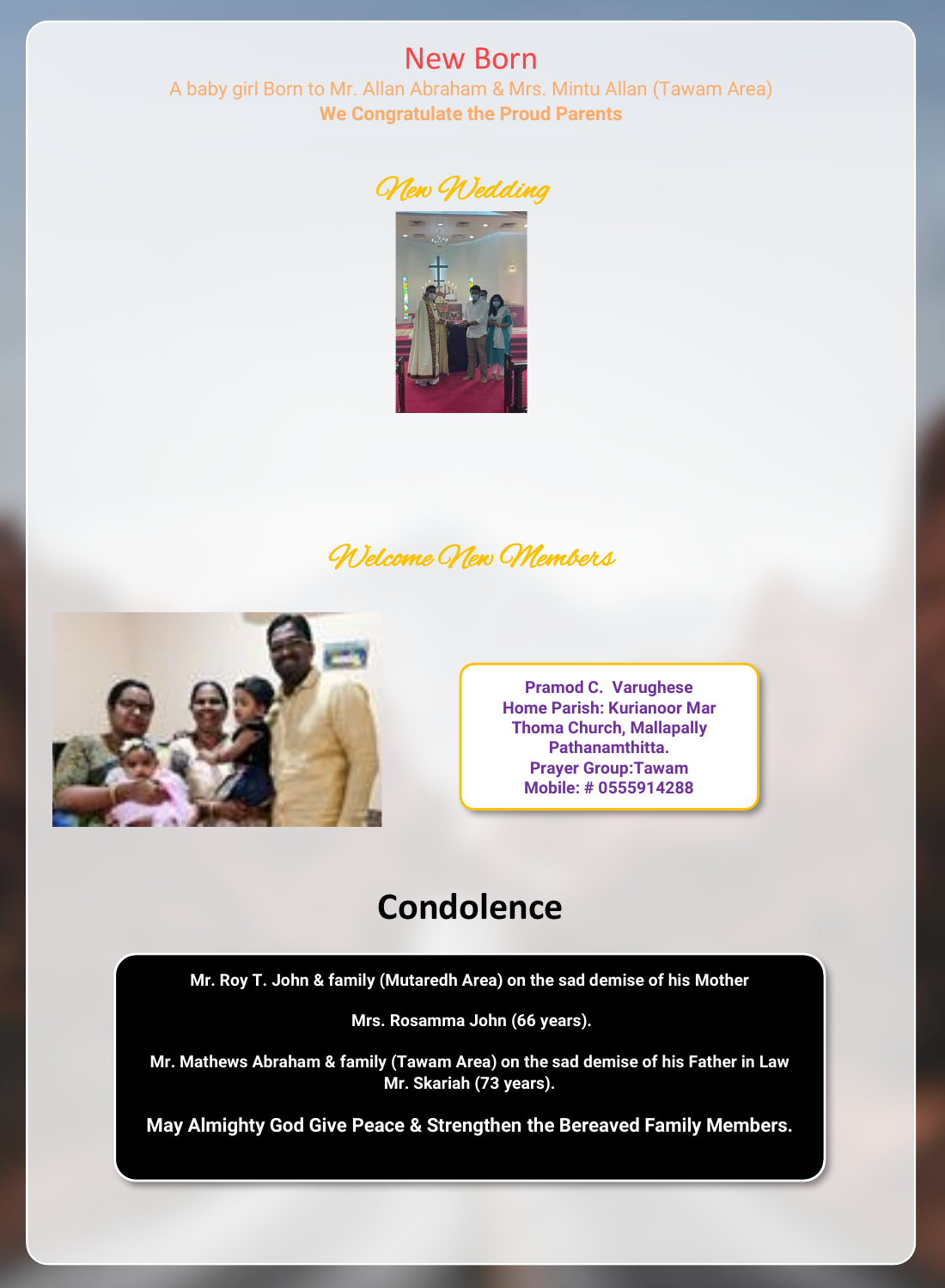## New Born

A baby girl Born to Mr. Allan Abraham & Mrs. Mintu Allan (Tawam Area)

**We Congratulate the Proud Parents**

## New Wedding

## Welcome New Members

**Pramod C. Varughese**
**Home Parish: Kurianoor Mar Thoma Church, Mallapally Pathanamthitta.**
**Prayer Group:Tawam**
**Mobile: # 0555914288**

## Condolence

**Mr. Roy T. John & family (Mutaredh Area) on the sad demise of his Mother**

**Mrs. Rosamma John (66 years).**

**Mr. Mathews Abraham & family (Tawam Area) on the sad demise of his Father in Law Mr. Skariah (73 years).**

**May Almighty God Give Peace & Strengthen the Bereaved Family Members.**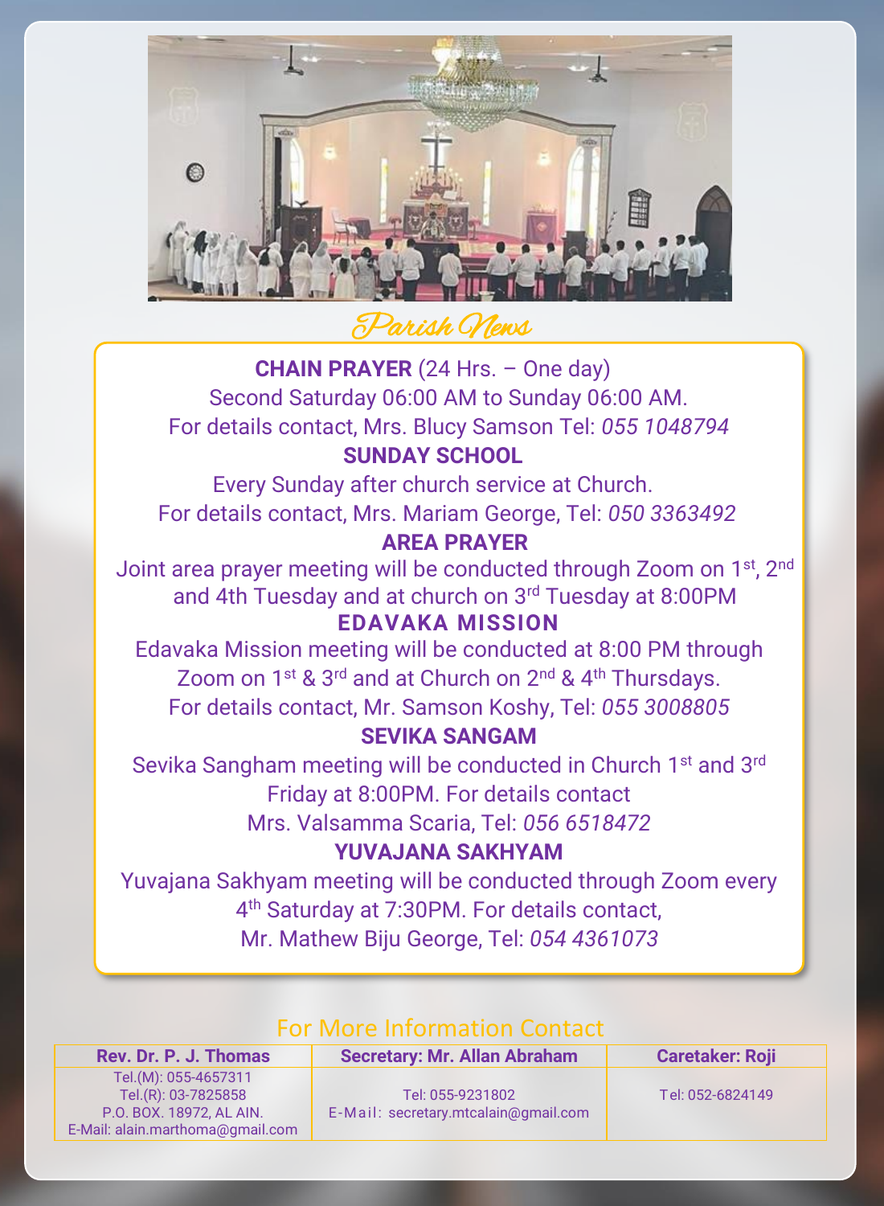## Parish News

**CHAIN PRAYER** (24 Hrs. – One day)
Second Saturday 06:00 AM to Sunday 06:00 AM.
For details contact, Mrs. Blucy Samson Tel: *055 1048794*

**SUNDAY SCHOOL**
Every Sunday after church service at Church.
For details contact, Mrs. Mariam George, Tel: *050 3363492*

**AREA PRAYER**
Joint area prayer meeting will be conducted through Zoom on 1st, 2nd and 4th Tuesday and at church on 3rd Tuesday at 8:00PM

**EDAVAKA MISSION**
Edavaka Mission meeting will be conducted at 8:00 PM through Zoom on 1st & 3rd and at Church on 2nd & 4th Thursdays.
For details contact, Mr. Samson Koshy, Tel: *055 3008805*

**SEVIKA SANGAM**
Sevika Sangham meeting will be conducted in Church 1st and 3rd Friday at 8:00PM. For details contact
Mrs. Valsamma Scaria, Tel: *056 6518472*

**YUVAJANA SAKHYAM**
Yuvajana Sakhyam meeting will be conducted through Zoom every 4th Saturday at 7:30PM. For details contact,
Mr. Mathew Biju George, Tel: *054 4361073*

### For More Information Contact

| Rev. Dr. P. J. Thomas | Secretary: Mr. Allan Abraham | Caretaker: Roji |
|---|---|---|
| Tel.(M): 055-4657311<br>Tel.(R): 03-7825858<br>P.O. BOX. 18972, AL AIN.<br>E-Mail: alain.marthoma@gmail.com | Tel: 055-9231802<br>E-Mail: secretary.mtcalain@gmail.com | Tel: 052-6824149 |